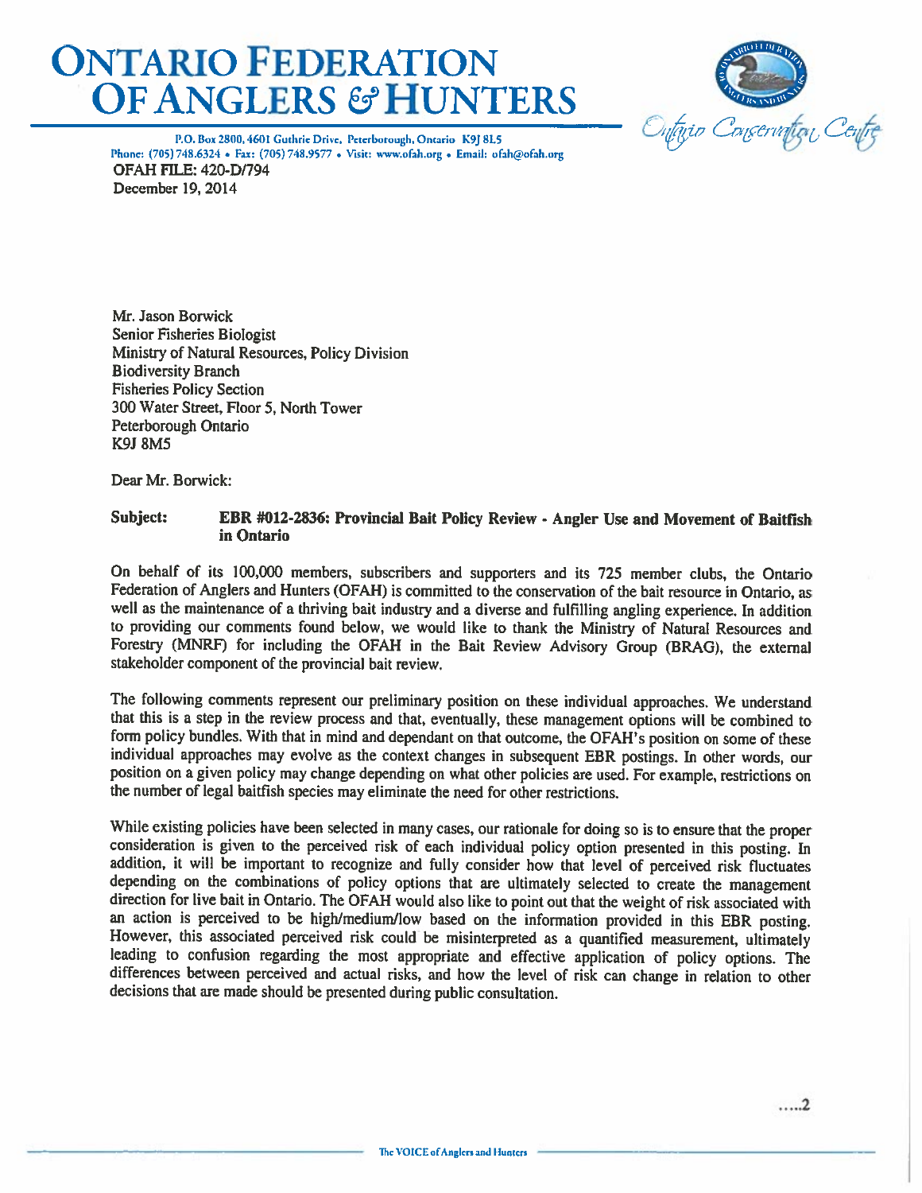# ONTARIO FEDERATION OF ANGLERS & HUNTERS

P.O. Box 2800, 4601 Guthrie Drive, Peterborough, Ontario K9J 8L5
Phone: (705) 748.6324 • Fax: (705) 748.9577 • Visit: www.ofah.org • Email: ofah@ofah.org

Ontario Conservation Centre

OFAH FILE: 420-D/794
December 19, 2014

Mr. Jason Borwick
Senior Fisheries Biologist
Ministry of Natural Resources, Policy Division
Biodiversity Branch
Fisheries Policy Section
300 Water Street, Floor 5, North Tower
Peterborough Ontario
K9J 8M5

Dear Mr. Borwick:

**Subject: EBR #012-2836: Provincial Bait Policy Review - Angler Use and Movement of Baitfish in Ontario**

On behalf of its 100,000 members, subscribers and supporters and its 725 member clubs, the Ontario Federation of Anglers and Hunters (OFAH) is committed to the conservation of the bait resource in Ontario, as well as the maintenance of a thriving bait industry and a diverse and fulfilling angling experience. In addition to providing our comments found below, we would like to thank the Ministry of Natural Resources and Forestry (MNRF) for including the OFAH in the Bait Review Advisory Group (BRAG), the external stakeholder component of the provincial bait review.

The following comments represent our preliminary position on these individual approaches. We understand that this is a step in the review process and that, eventually, these management options will be combined to form policy bundles. With that in mind and dependant on that outcome, the OFAH's position on some of these individual approaches may evolve as the context changes in subsequent EBR postings. In other words, our position on a given policy may change depending on what other policies are used. For example, restrictions on the number of legal baitfish species may eliminate the need for other restrictions.

While existing policies have been selected in many cases, our rationale for doing so is to ensure that the proper consideration is given to the perceived risk of each individual policy option presented in this posting. In addition, it will be important to recognize and fully consider how that level of perceived risk fluctuates depending on the combinations of policy options that are ultimately selected to create the management direction for live bait in Ontario. The OFAH would also like to point out that the weight of risk associated with an action is perceived to be high/medium/low based on the information provided in this EBR posting. However, this associated perceived risk could be misinterpreted as a quantified measurement, ultimately leading to confusion regarding the most appropriate and effective application of policy options. The differences between perceived and actual risks, and how the level of risk can change in relation to other decisions that are made should be presented during public consultation.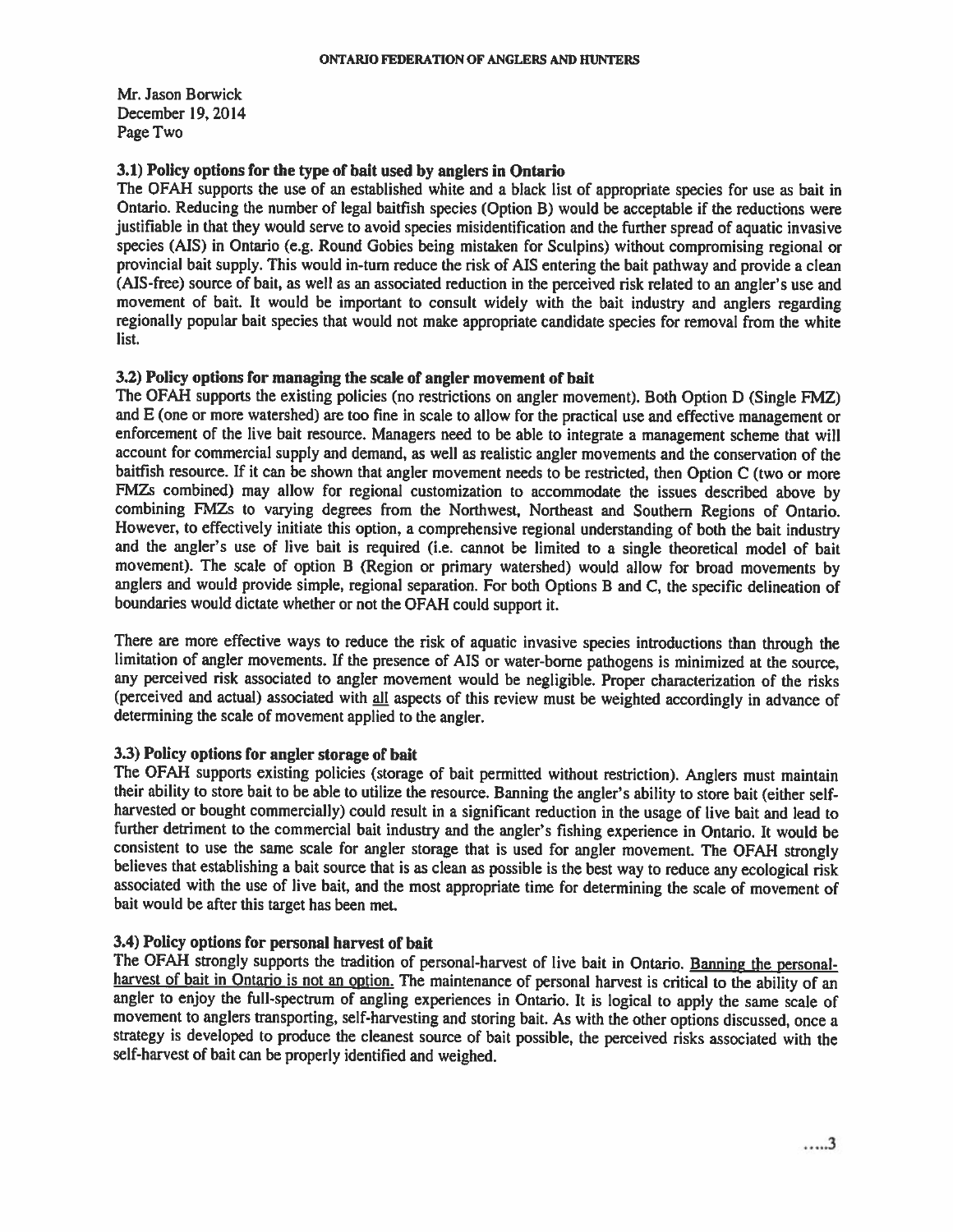Mr. Jason Borwick
December 19, 2014
Page Two

### 3.1) Policy options for the type of bait used by anglers in Ontario

The OFAH supports the use of an established white and a black list of appropriate species for use as bait in Ontario. Reducing the number of legal baitfish species (Option B) would be acceptable if the reductions were justifiable in that they would serve to avoid species misidentification and the further spread of aquatic invasive species (AIS) in Ontario (e.g. Round Gobies being mistaken for Sculpins) without compromising regional or provincial bait supply. This would in-turn reduce the risk of AIS entering the bait pathway and provide a clean (AIS-free) source of bait, as well as an associated reduction in the perceived risk related to an angler's use and movement of bait. It would be important to consult widely with the bait industry and anglers regarding regionally popular bait species that would not make appropriate candidate species for removal from the white list.

### 3.2) Policy options for managing the scale of angler movement of bait

The OFAH supports the existing policies (no restrictions on angler movement). Both Option D (Single FMZ) and E (one or more watershed) are too fine in scale to allow for the practical use and effective management or enforcement of the live bait resource. Managers need to be able to integrate a management scheme that will account for commercial supply and demand, as well as realistic angler movements and the conservation of the baitfish resource. If it can be shown that angler movement needs to be restricted, then Option C (two or more FMZs combined) may allow for regional customization to accommodate the issues described above by combining FMZs to varying degrees from the Northwest, Northeast and Southern Regions of Ontario. However, to effectively initiate this option, a comprehensive regional understanding of both the bait industry and the angler's use of live bait is required (i.e. cannot be limited to a single theoretical model of bait movement). The scale of option B (Region or primary watershed) would allow for broad movements by anglers and would provide simple, regional separation. For both Options B and C, the specific delineation of boundaries would dictate whether or not the OFAH could support it.

There are more effective ways to reduce the risk of aquatic invasive species introductions than through the limitation of angler movements. If the presence of AIS or water-borne pathogens is minimized at the source, any perceived risk associated to angler movement would be negligible. Proper characterization of the risks (perceived and actual) associated with <u>all</u> aspects of this review must be weighted accordingly in advance of determining the scale of movement applied to the angler.

### 3.3) Policy options for angler storage of bait

The OFAH supports existing policies (storage of bait permitted without restriction). Anglers must maintain their ability to store bait to be able to utilize the resource. Banning the angler's ability to store bait (either self-harvested or bought commercially) could result in a significant reduction in the usage of live bait and lead to further detriment to the commercial bait industry and the angler's fishing experience in Ontario. It would be consistent to use the same scale for angler storage that is used for angler movement. The OFAH strongly believes that establishing a bait source that is as clean as possible is the best way to reduce any ecological risk associated with the use of live bait, and the most appropriate time for determining the scale of movement of bait would be after this target has been met.

### 3.4) Policy options for personal harvest of bait

The OFAH strongly supports the tradition of personal-harvest of live bait in Ontario. <u>Banning the personal-harvest of bait in Ontario is not an option.</u> The maintenance of personal harvest is critical to the ability of an angler to enjoy the full-spectrum of angling experiences in Ontario. It is logical to apply the same scale of movement to anglers transporting, self-harvesting and storing bait. As with the other options discussed, once a strategy is developed to produce the cleanest source of bait possible, the perceived risks associated with the self-harvest of bait can be properly identified and weighed.

.....3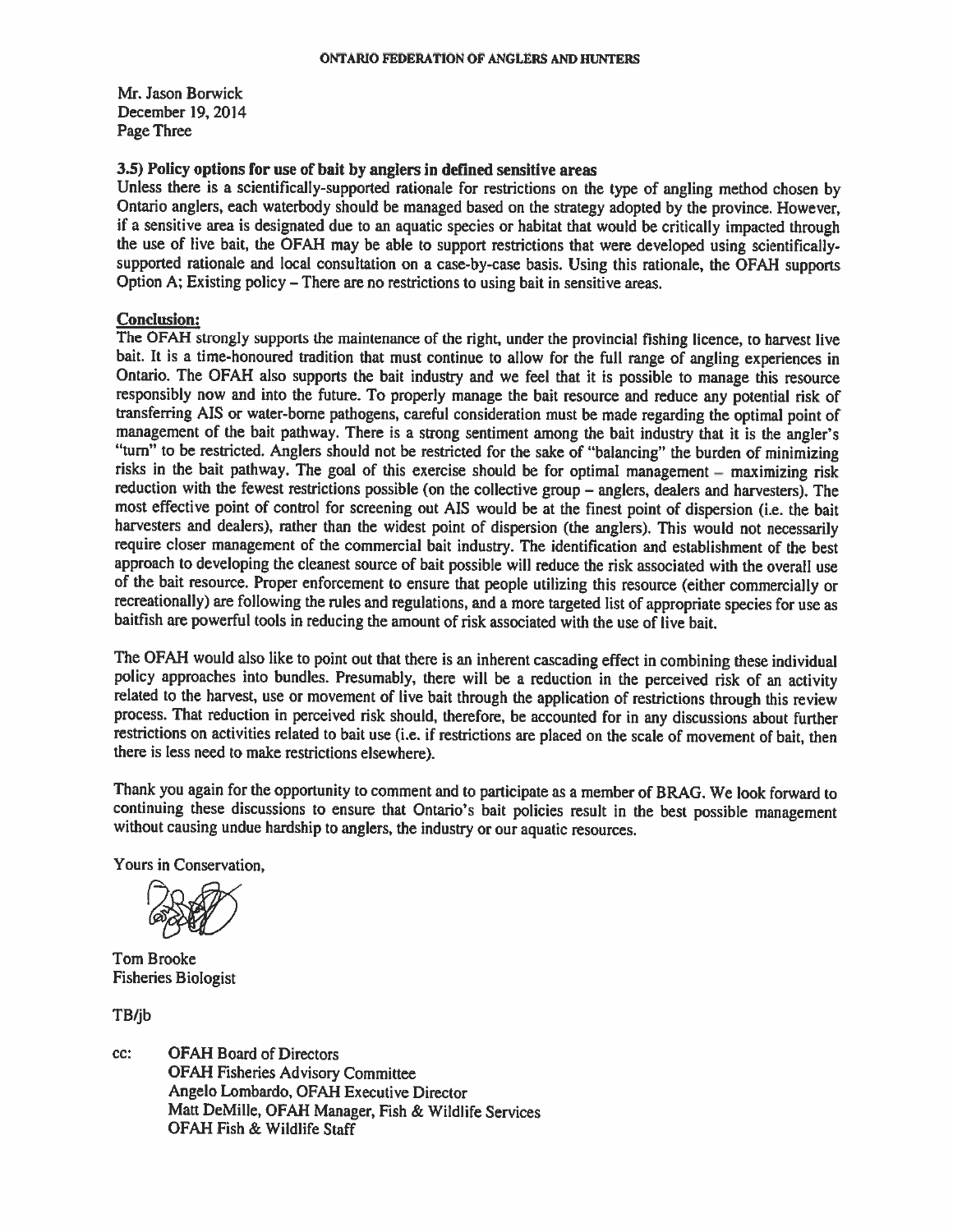Mr. Jason Borwick
December 19, 2014
Page Three

**3.5) Policy options for use of bait by anglers in defined sensitive areas**

Unless there is a scientifically-supported rationale for restrictions on the type of angling method chosen by Ontario anglers, each waterbody should be managed based on the strategy adopted by the province. However, if a sensitive area is designated due to an aquatic species or habitat that would be critically impacted through the use of live bait, the OFAH may be able to support restrictions that were developed using scientifically-supported rationale and local consultation on a case-by-case basis. Using this rationale, the OFAH supports Option A; Existing policy – There are no restrictions to using bait in sensitive areas.

**Conclusion:**

The OFAH strongly supports the maintenance of the right, under the provincial fishing licence, to harvest live bait. It is a time-honoured tradition that must continue to allow for the full range of angling experiences in Ontario. The OFAH also supports the bait industry and we feel that it is possible to manage this resource responsibly now and into the future. To properly manage the bait resource and reduce any potential risk of transferring AIS or water-borne pathogens, careful consideration must be made regarding the optimal point of management of the bait pathway. There is a strong sentiment among the bait industry that it is the angler's "turn" to be restricted. Anglers should not be restricted for the sake of "balancing" the burden of minimizing risks in the bait pathway. The goal of this exercise should be for optimal management – maximizing risk reduction with the fewest restrictions possible (on the collective group – anglers, dealers and harvesters). The most effective point of control for screening out AIS would be at the finest point of dispersion (i.e. the bait harvesters and dealers), rather than the widest point of dispersion (the anglers). This would not necessarily require closer management of the commercial bait industry. The identification and establishment of the best approach to developing the cleanest source of bait possible will reduce the risk associated with the overall use of the bait resource. Proper enforcement to ensure that people utilizing this resource (either commercially or recreationally) are following the rules and regulations, and a more targeted list of appropriate species for use as baitfish are powerful tools in reducing the amount of risk associated with the use of live bait.

The OFAH would also like to point out that there is an inherent cascading effect in combining these individual policy approaches into bundles. Presumably, there will be a reduction in the perceived risk of an activity related to the harvest, use or movement of live bait through the application of restrictions through this review process. That reduction in perceived risk should, therefore, be accounted for in any discussions about further restrictions on activities related to bait use (i.e. if restrictions are placed on the scale of movement of bait, then there is less need to make restrictions elsewhere).

Thank you again for the opportunity to comment and to participate as a member of BRAG. We look forward to continuing these discussions to ensure that Ontario's bait policies result in the best possible management without causing undue hardship to anglers, the industry or our aquatic resources.

Yours in Conservation,

Tom Brooke
Fisheries Biologist

TB/jb

cc: OFAH Board of Directors
OFAH Fisheries Advisory Committee
Angelo Lombardo, OFAH Executive Director
Matt DeMille, OFAH Manager, Fish & Wildlife Services
OFAH Fish & Wildlife Staff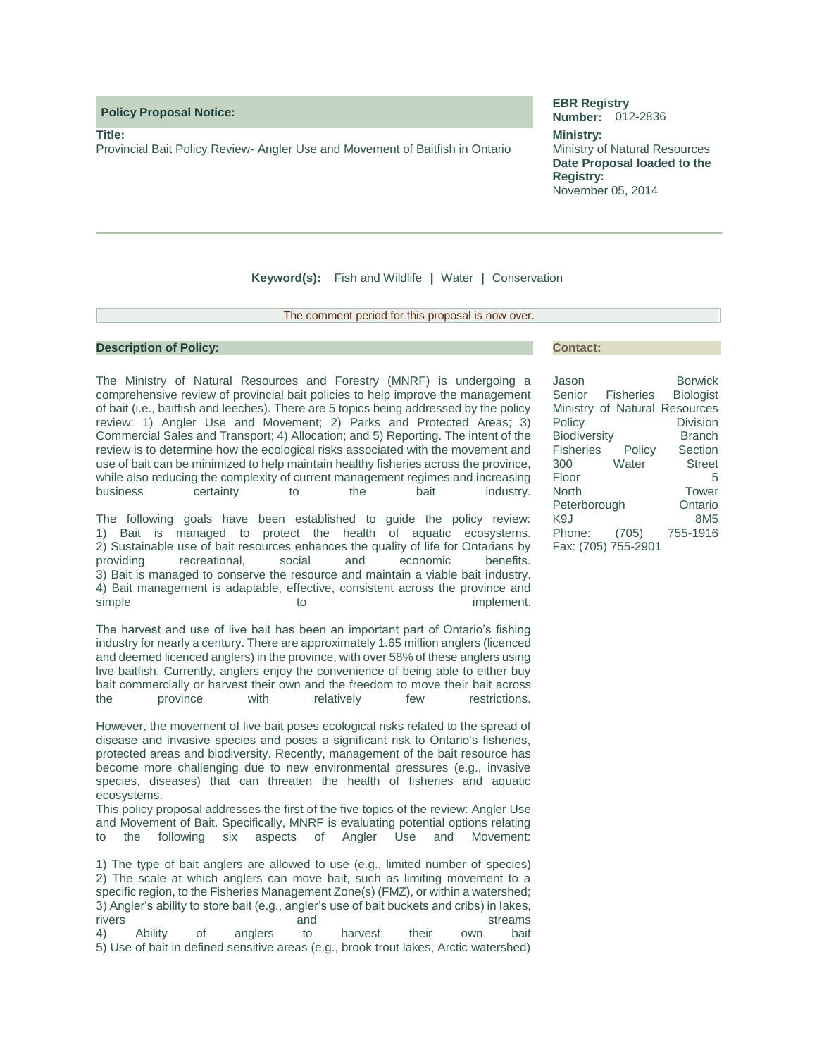**Policy Proposal Notice:**

**Title:**
Provincial Bait Policy Review- Angler Use and Movement of Baitfish in Ontario

**EBR Registry Number:** 012-2836

**Ministry:**
Ministry of Natural Resources

**Date Proposal loaded to the Registry:**
November 05, 2014

**Keyword(s):** Fish and Wildlife | Water | Conservation

The comment period for this proposal is now over.

## Description of Policy:

The Ministry of Natural Resources and Forestry (MNRF) is undergoing a comprehensive review of provincial bait policies to help improve the management of bait (i.e., baitfish and leeches). There are 5 topics being addressed by the policy review: 1) Angler Use and Movement; 2) Parks and Protected Areas; 3) Commercial Sales and Transport; 4) Allocation; and 5) Reporting. The intent of the review is to determine how the ecological risks associated with the movement and use of bait can be minimized to help maintain healthy fisheries across the province, while also reducing the complexity of current management regimes and increasing business certainty to the bait industry.

The following goals have been established to guide the policy review:
1) Bait is managed to protect the health of aquatic ecosystems.
2) Sustainable use of bait resources enhances the quality of life for Ontarians by providing recreational, social and economic benefits.
3) Bait is managed to conserve the resource and maintain a viable bait industry.
4) Bait management is adaptable, effective, consistent across the province and simple to implement.

The harvest and use of live bait has been an important part of Ontario's fishing industry for nearly a century. There are approximately 1.65 million anglers (licenced and deemed licenced anglers) in the province, with over 58% of these anglers using live baitfish. Currently, anglers enjoy the convenience of being able to either buy bait commercially or harvest their own and the freedom to move their bait across the province with relatively few restrictions.

However, the movement of live bait poses ecological risks related to the spread of disease and invasive species and poses a significant risk to Ontario's fisheries, protected areas and biodiversity. Recently, management of the bait resource has become more challenging due to new environmental pressures (e.g., invasive species, diseases) that can threaten the health of fisheries and aquatic ecosystems.
This policy proposal addresses the first of the five topics of the review: Angler Use and Movement of Bait. Specifically, MNRF is evaluating potential options relating to the following six aspects of Angler Use and Movement:

1) The type of bait anglers are allowed to use (e.g., limited number of species)
2) The scale at which anglers can move bait, such as limiting movement to a specific region, to the Fisheries Management Zone(s) (FMZ), or within a watershed;
3) Angler's ability to store bait (e.g., angler's use of bait buckets and cribs) in lakes, rivers and streams
4) Ability of anglers to harvest their own bait
5) Use of bait in defined sensitive areas (e.g., brook trout lakes, Arctic watershed)

## Contact:

Jason Borwick
Senior Fisheries Biologist
Ministry of Natural Resources
Policy Division
Biodiversity Branch
Fisheries Policy Section
300 Water Street
Floor 5
North Tower
Peterborough Ontario
K9J 8M5
Phone: (705) 755-1916
Fax: (705) 755-2901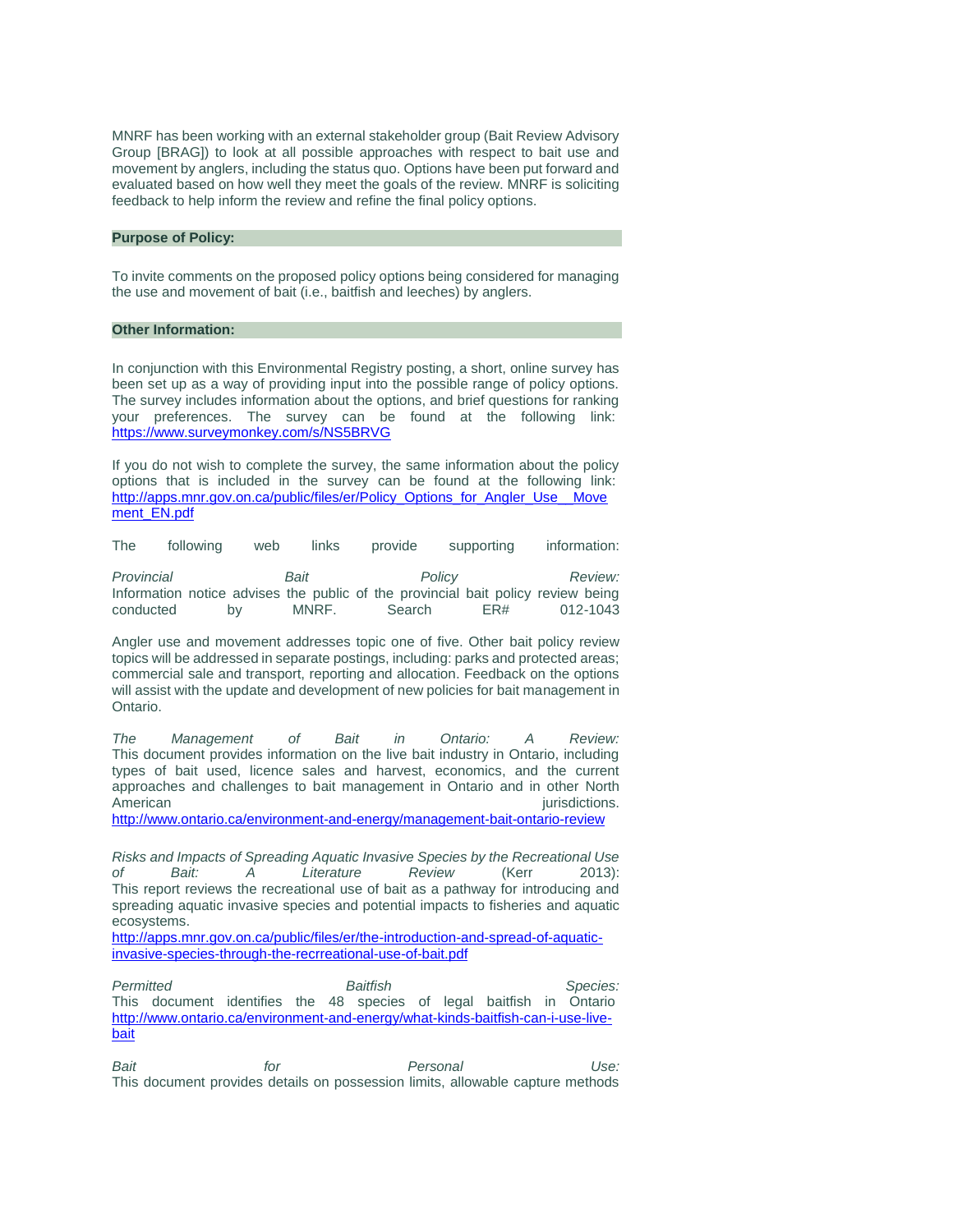MNRF has been working with an external stakeholder group (Bait Review Advisory Group [BRAG]) to look at all possible approaches with respect to bait use and movement by anglers, including the status quo. Options have been put forward and evaluated based on how well they meet the goals of the review. MNRF is soliciting feedback to help inform the review and refine the final policy options.

**Purpose of Policy:**

To invite comments on the proposed policy options being considered for managing the use and movement of bait (i.e., baitfish and leeches) by anglers.

**Other Information:**

In conjunction with this Environmental Registry posting, a short, online survey has been set up as a way of providing input into the possible range of policy options. The survey includes information about the options, and brief questions for ranking your preferences. The survey can be found at the following link: https://www.surveymonkey.com/s/NS5BRVG

If you do not wish to complete the survey, the same information about the policy options that is included in the survey can be found at the following link: http://apps.mnr.gov.on.ca/public/files/er/Policy_Options_for_Angler_Use__Movement_EN.pdf

The following web links provide supporting information:

*Provincial Bait Policy Review:*
Information notice advises the public of the provincial bait policy review being conducted by MNRF. Search ER# 012-1043

Angler use and movement addresses topic one of five. Other bait policy review topics will be addressed in separate postings, including: parks and protected areas; commercial sale and transport, reporting and allocation. Feedback on the options will assist with the update and development of new policies for bait management in Ontario.

*The Management of Bait in Ontario: A Review:*
This document provides information on the live bait industry in Ontario, including types of bait used, licence sales and harvest, economics, and the current approaches and challenges to bait management in Ontario and in other North American jurisdictions.
http://www.ontario.ca/environment-and-energy/management-bait-ontario-review

*Risks and Impacts of Spreading Aquatic Invasive Species by the Recreational Use of Bait: A Literature Review* (Kerr 2013):
This report reviews the recreational use of bait as a pathway for introducing and spreading aquatic invasive species and potential impacts to fisheries and aquatic ecosystems.
http://apps.mnr.gov.on.ca/public/files/er/the-introduction-and-spread-of-aquatic-invasive-species-through-the-recrreational-use-of-bait.pdf

*Permitted Baitfish Species:*
This document identifies the 48 species of legal baitfish in Ontario http://www.ontario.ca/environment-and-energy/what-kinds-baitfish-can-i-use-live-bait

*Bait for Personal Use:*
This document provides details on possession limits, allowable capture methods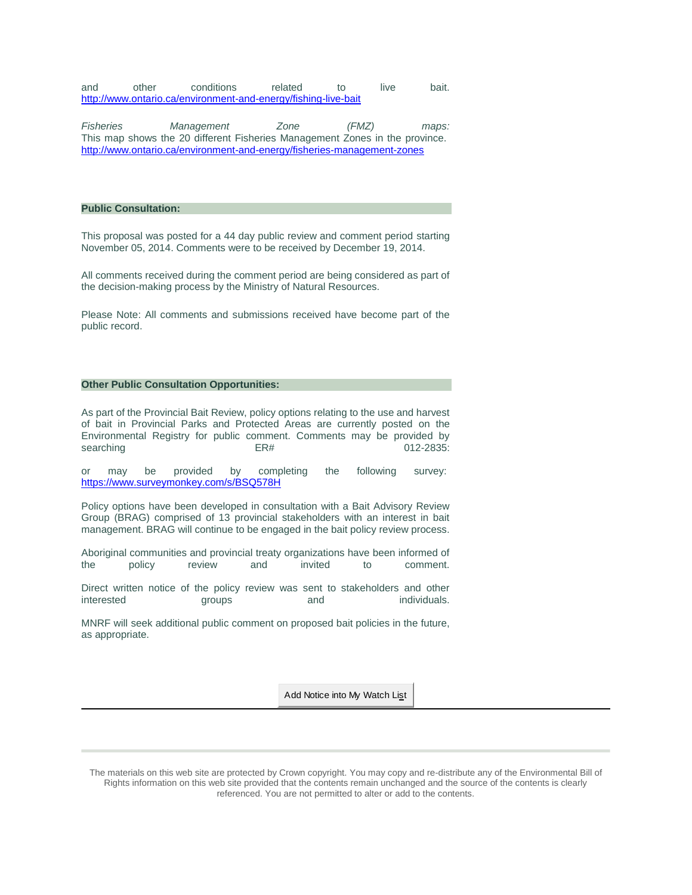and other conditions related to live bait.
http://www.ontario.ca/environment-and-energy/fishing-live-bait

*Fisheries Management Zone (FMZ) maps:*
This map shows the 20 different Fisheries Management Zones in the province.
http://www.ontario.ca/environment-and-energy/fisheries-management-zones

## Public Consultation:

This proposal was posted for a 44 day public review and comment period starting November 05, 2014. Comments were to be received by December 19, 2014.

All comments received during the comment period are being considered as part of the decision-making process by the Ministry of Natural Resources.

Please Note: All comments and submissions received have become part of the public record.

## Other Public Consultation Opportunities:

As part of the Provincial Bait Review, policy options relating to the use and harvest of bait in Provincial Parks and Protected Areas are currently posted on the Environmental Registry for public comment. Comments may be provided by searching ER# 012-2835:

or may be provided by completing the following survey: https://www.surveymonkey.com/s/BSQ578H

Policy options have been developed in consultation with a Bait Advisory Review Group (BRAG) comprised of 13 provincial stakeholders with an interest in bait management. BRAG will continue to be engaged in the bait policy review process.

Aboriginal communities and provincial treaty organizations have been informed of the policy review and invited to comment.

Direct written notice of the policy review was sent to stakeholders and other interested groups and individuals.

MNRF will seek additional public comment on proposed bait policies in the future, as appropriate.

Add Notice into My Watch List

---

The materials on this web site are protected by Crown copyright. You may copy and re-distribute any of the Environmental Bill of Rights information on this web site provided that the contents remain unchanged and the source of the contents is clearly referenced. You are not permitted to alter or add to the contents.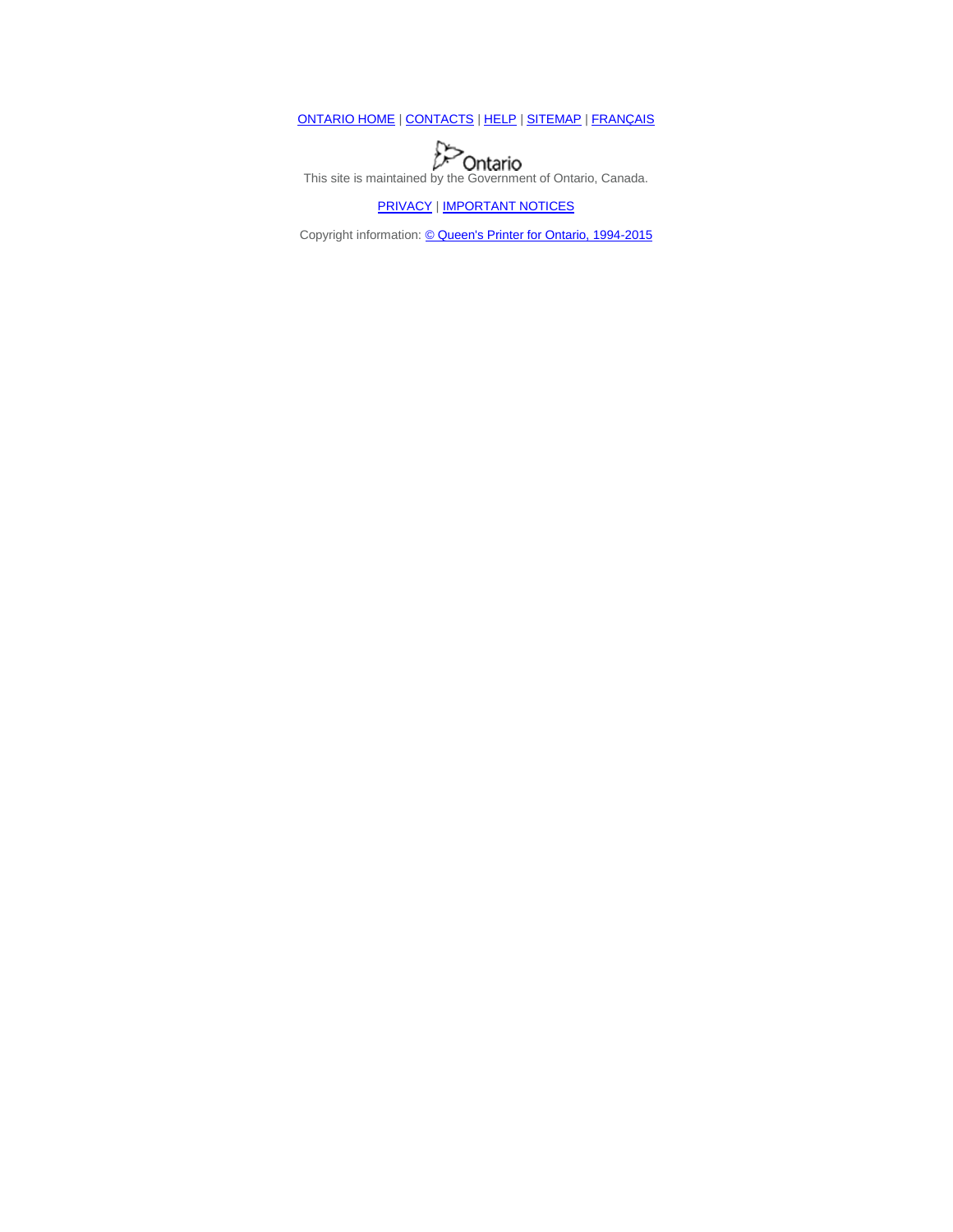ONTARIO HOME | CONTACTS | HELP | SITEMAP | FRANÇAIS

Ontario

This site is maintained by the Government of Ontario, Canada.

PRIVACY | IMPORTANT NOTICES

Copyright information: © Queen's Printer for Ontario, 1994-2015